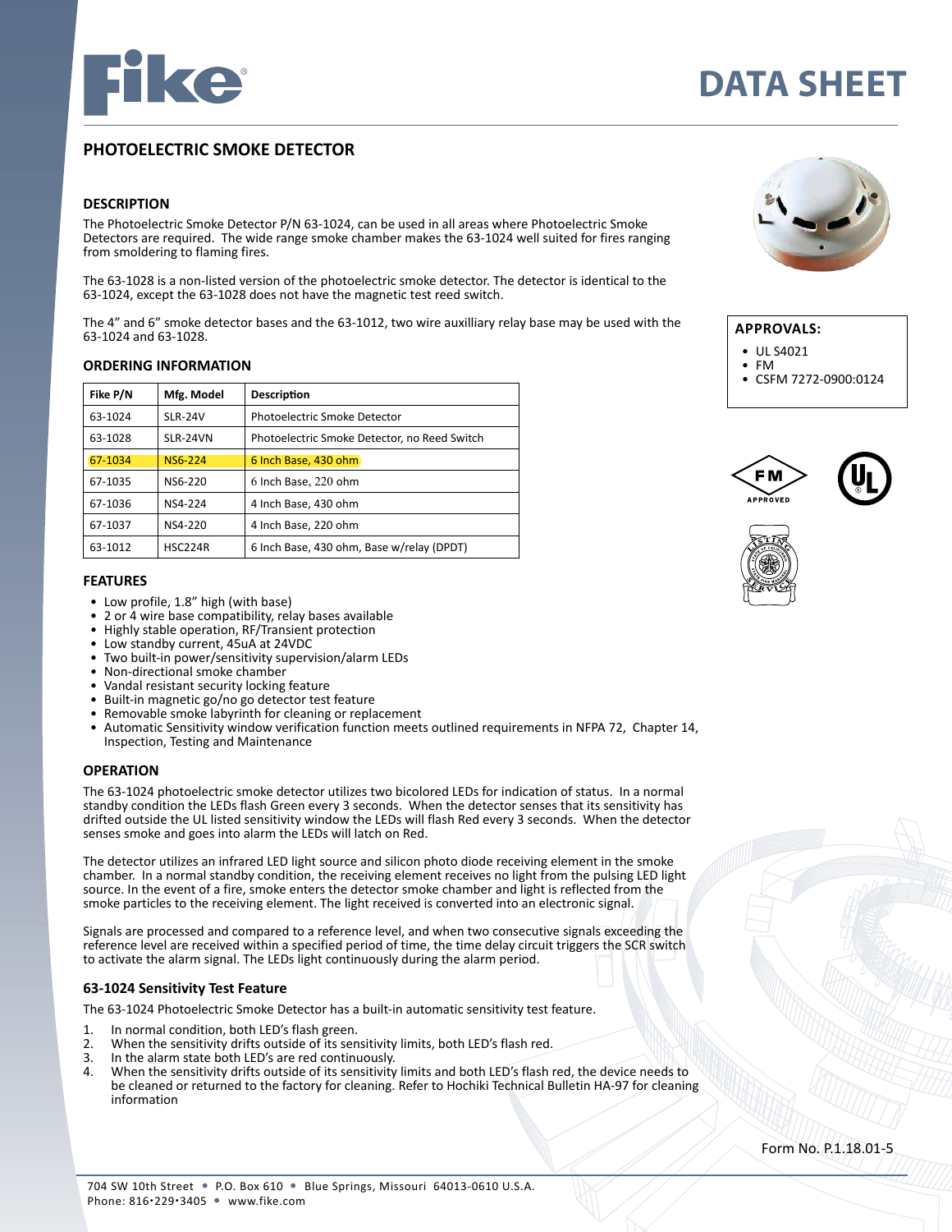# DATA SHEET

## PHOTOELECTRIC SMOKE DETECTOR

### DESCRIPTION

The Photoelectric Smoke Detector P/N 63-1024, can be used in all areas where Photoelectric Smoke Detectors are required. The wide range smoke chamber makes the 63-1024 well suited for fires ranging from smoldering to flaming fires.

The 63-1028 is a non-listed version of the photoelectric smoke detector. The detector is identical to the 63-1024, except the 63-1028 does not have the magnetic test reed switch.

The 4" and 6" smoke detector bases and the 63-1012, two wire auxilliary relay base may be used with the 63-1024 and 63-1028.

### ORDERING INFORMATION

| Fike P/N | Mfg. Model | Description |
|---|---|---|
| 63-1024 | SLR-24V | Photoelectric Smoke Detector |
| 63-1028 | SLR-24VN | Photoelectric Smoke Detector, no Reed Switch |
| 67-1034 | NS6-224 | 6 Inch Base, 430 ohm |
| 67-1035 | NS6-220 | 6 Inch Base, 220 ohm |
| 67-1036 | NS4-224 | 4 Inch Base, 430 ohm |
| 67-1037 | NS4-220 | 4 Inch Base, 220 ohm |
| 63-1012 | HSC224R | 6 Inch Base, 430 ohm, Base w/relay (DPDT) |

### APPROVALS:

- UL S4021
- FM
- CSFM 7272-0900:0124

### FEATURES

- Low profile, 1.8" high (with base)
- 2 or 4 wire base compatibility, relay bases available
- Highly stable operation, RF/Transient protection
- Low standby current, 45uA at 24VDC
- Two built-in power/sensitivity supervision/alarm LEDs
- Non-directional smoke chamber
- Vandal resistant security locking feature
- Built-in magnetic go/no go detector test feature
- Removable smoke labyrinth for cleaning or replacement
- Automatic Sensitivity window verification function meets outlined requirements in NFPA 72, Chapter 14, Inspection, Testing and Maintenance

### OPERATION

The 63-1024 photoelectric smoke detector utilizes two bicolored LEDs for indication of status. In a normal standby condition the LEDs flash Green every 3 seconds. When the detector senses that its sensitivity has drifted outside the UL listed sensitivity window the LEDs will flash Red every 3 seconds. When the detector senses smoke and goes into alarm the LEDs will latch on Red.

The detector utilizes an infrared LED light source and silicon photo diode receiving element in the smoke chamber. In a normal standby condition, the receiving element receives no light from the pulsing LED light source. In the event of a fire, smoke enters the detector smoke chamber and light is reflected from the smoke particles to the receiving element. The light received is converted into an electronic signal.

Signals are processed and compared to a reference level, and when two consecutive signals exceeding the reference level are received within a specified period of time, the time delay circuit triggers the SCR switch to activate the alarm signal. The LEDs light continuously during the alarm period.

### 63-1024 Sensitivity Test Feature

The 63-1024 Photoelectric Smoke Detector has a built-in automatic sensitivity test feature.

1. In normal condition, both LED's flash green.
2. When the sensitivity drifts outside of its sensitivity limits, both LED's flash red.
3. In the alarm state both LED's are red continuously.
4. When the sensitivity drifts outside of its sensitivity limits and both LED's flash red, the device needs to be cleaned or returned to the factory for cleaning. Refer to Hochiki Technical Bulletin HA-97 for cleaning information

Form No. P.1.18.01-5

704 SW 10th Street • P.O. Box 610 • Blue Springs, Missouri 64013-0610 U.S.A.
Phone: 816•229•3405 • www.fike.com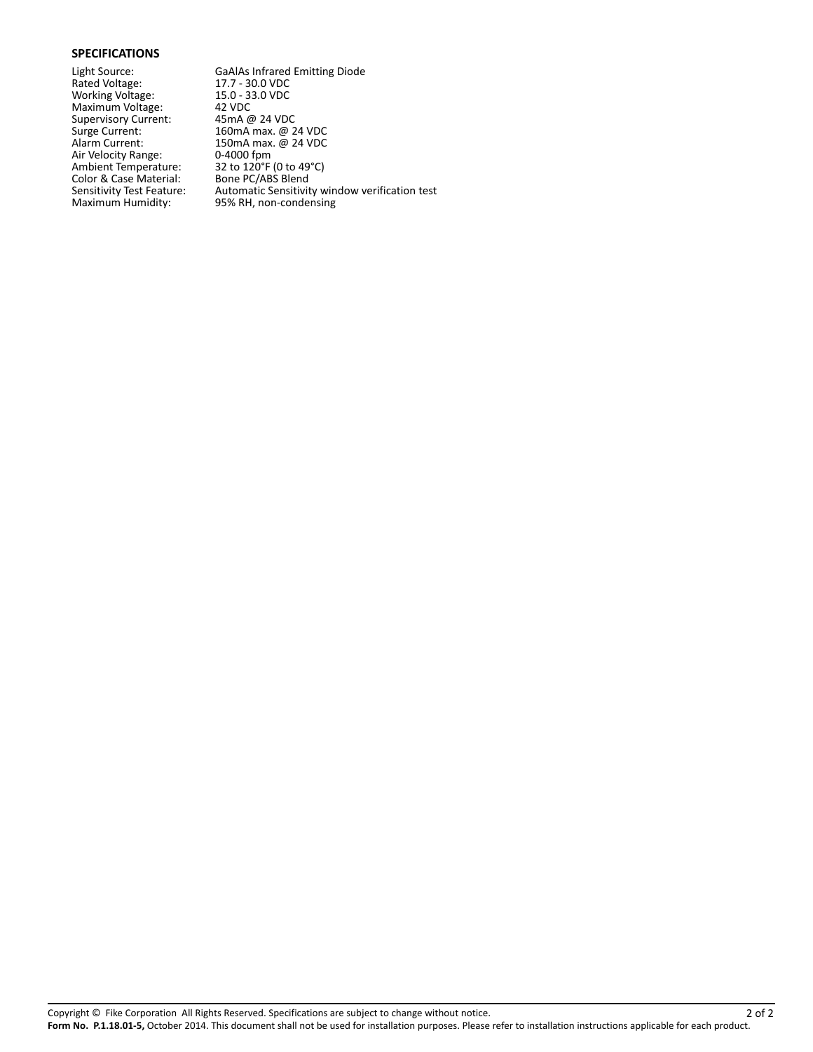## SPECIFICATIONS

| | |
|---|---|
| Light Source: | GaAlAs Infrared Emitting Diode |
| Rated Voltage: | 17.7 - 30.0 VDC |
| Working Voltage: | 15.0 - 33.0 VDC |
| Maximum Voltage: | 42 VDC |
| Supervisory Current: | 45mA @ 24 VDC |
| Surge Current: | 160mA max. @ 24 VDC |
| Alarm Current: | 150mA max. @ 24 VDC |
| Air Velocity Range: | 0-4000 fpm |
| Ambient Temperature: | 32 to 120°F (0 to 49°C) |
| Color & Case Material: | Bone PC/ABS Blend |
| Sensitivity Test Feature: | Automatic Sensitivity window verification test |
| Maximum Humidity: | 95% RH, non-condensing |

Copyright © Fike Corporation All Rights Reserved. Specifications are subject to change without notice.

**Form No. P.1.18.01-5,** October 2014. This document shall not be used for installation purposes. Please refer to installation instructions applicable for each product.